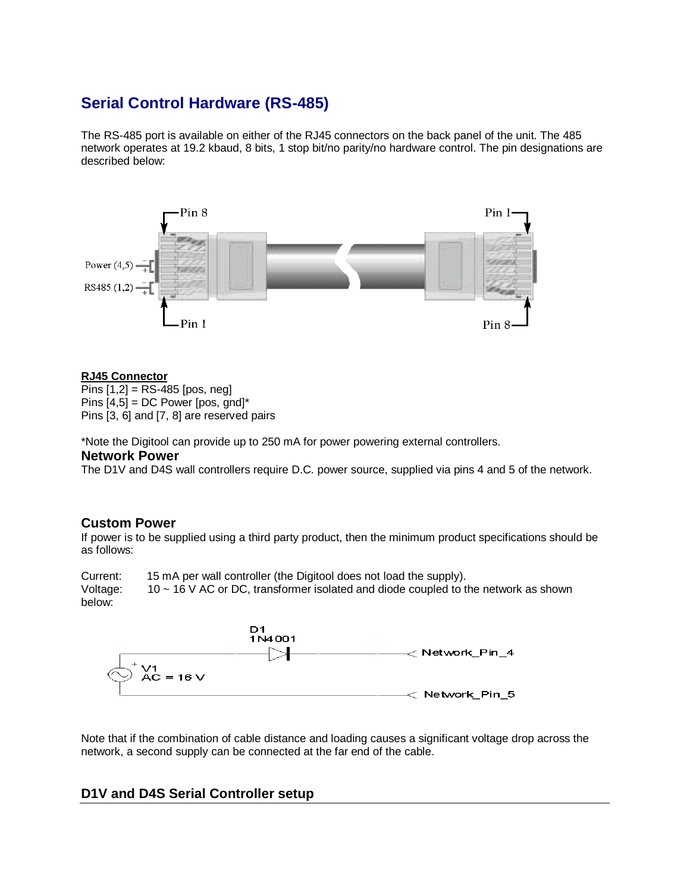## Serial Control Hardware (RS-485)

The RS-485 port is available on either of the RJ45 connectors on the back panel of the unit. The 485 network operates at 19.2 kbaud, 8 bits, 1 stop bit/no parity/no hardware control. The pin designations are described below:

**RJ45 Connector**

Pins [1,2] = RS-485 [pos, neg]
Pins [4,5] = DC Power [pos, gnd]*
Pins [3, 6] and [7, 8] are reserved pairs

*Note the Digitool can provide up to 250 mA for power powering external controllers.

### Network Power

The D1V and D4S wall controllers require D.C. power source, supplied via pins 4 and 5 of the network.

### Custom Power

If power is to be supplied using a third party product, then the minimum product specifications should be as follows:

Current: 15 mA per wall controller (the Digitool does not load the supply).
Voltage: 10 ~ 16 V AC or DC, transformer isolated and diode coupled to the network as shown below:

Note that if the combination of cable distance and loading causes a significant voltage drop across the network, a second supply can be connected at the far end of the cable.

### D1V and D4S Serial Controller setup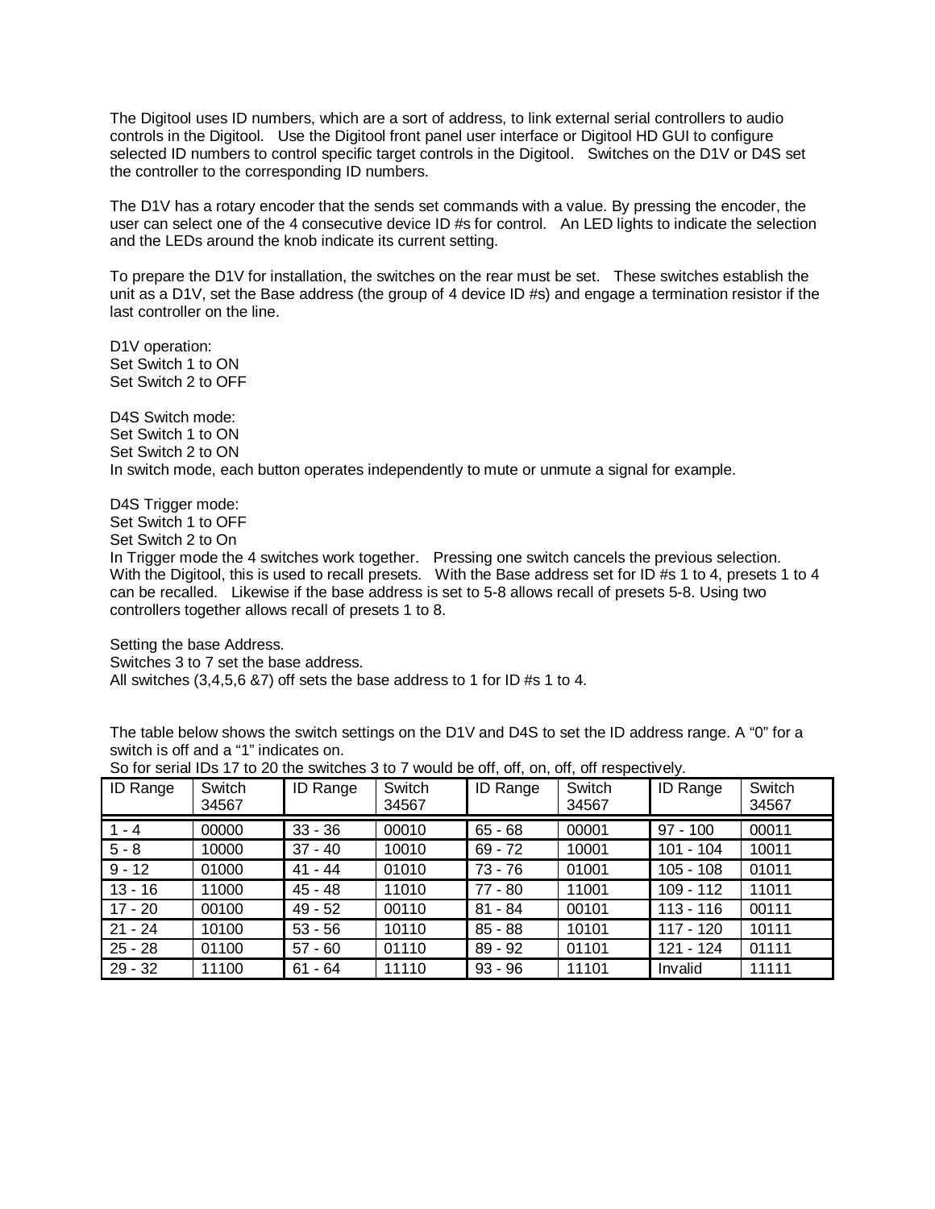The Digitool uses ID numbers, which are a sort of address, to link external serial controllers to audio controls in the Digitool. Use the Digitool front panel user interface or Digitool HD GUI to configure selected ID numbers to control specific target controls in the Digitool. Switches on the D1V or D4S set the controller to the corresponding ID numbers.

The D1V has a rotary encoder that the sends set commands with a value. By pressing the encoder, the user can select one of the 4 consecutive device ID #s for control. An LED lights to indicate the selection and the LEDs around the knob indicate its current setting.

To prepare the D1V for installation, the switches on the rear must be set. These switches establish the unit as a D1V, set the Base address (the group of 4 device ID #s) and engage a termination resistor if the last controller on the line.

D1V operation:
Set Switch 1 to ON
Set Switch 2 to OFF

D4S Switch mode:
Set Switch 1 to ON
Set Switch 2 to ON
In switch mode, each button operates independently to mute or unmute a signal for example.

D4S Trigger mode:
Set Switch 1 to OFF
Set Switch 2 to On
In Trigger mode the 4 switches work together. Pressing one switch cancels the previous selection. With the Digitool, this is used to recall presets. With the Base address set for ID #s 1 to 4, presets 1 to 4 can be recalled. Likewise if the base address is set to 5-8 allows recall of presets 5-8. Using two controllers together allows recall of presets 1 to 8.

Setting the base Address.
Switches 3 to 7 set the base address.
All switches (3,4,5,6 &7) off sets the base address to 1 for ID #s 1 to 4.

The table below shows the switch settings on the D1V and D4S to set the ID address range. A "0" for a switch is off and a "1" indicates on.
So for serial IDs 17 to 20 the switches 3 to 7 would be off, off, on, off, off respectively.

| ID Range | Switch 34567 | ID Range | Switch 34567 | ID Range | Switch 34567 | ID Range | Switch 34567 |
|---|---|---|---|---|---|---|---|
| 1 - 4 | 00000 | 33 - 36 | 00010 | 65 - 68 | 00001 | 97 - 100 | 00011 |
| 5 - 8 | 10000 | 37 - 40 | 10010 | 69 - 72 | 10001 | 101 - 104 | 10011 |
| 9 - 12 | 01000 | 41 - 44 | 01010 | 73 - 76 | 01001 | 105 - 108 | 01011 |
| 13 - 16 | 11000 | 45 - 48 | 11010 | 77 - 80 | 11001 | 109 - 112 | 11011 |
| 17 - 20 | 00100 | 49 - 52 | 00110 | 81 - 84 | 00101 | 113 - 116 | 00111 |
| 21 - 24 | 10100 | 53 - 56 | 10110 | 85 - 88 | 10101 | 117 - 120 | 10111 |
| 25 - 28 | 01100 | 57 - 60 | 01110 | 89 - 92 | 01101 | 121 - 124 | 01111 |
| 29 - 32 | 11100 | 61 - 64 | 11110 | 93 - 96 | 11101 | Invalid | 11111 |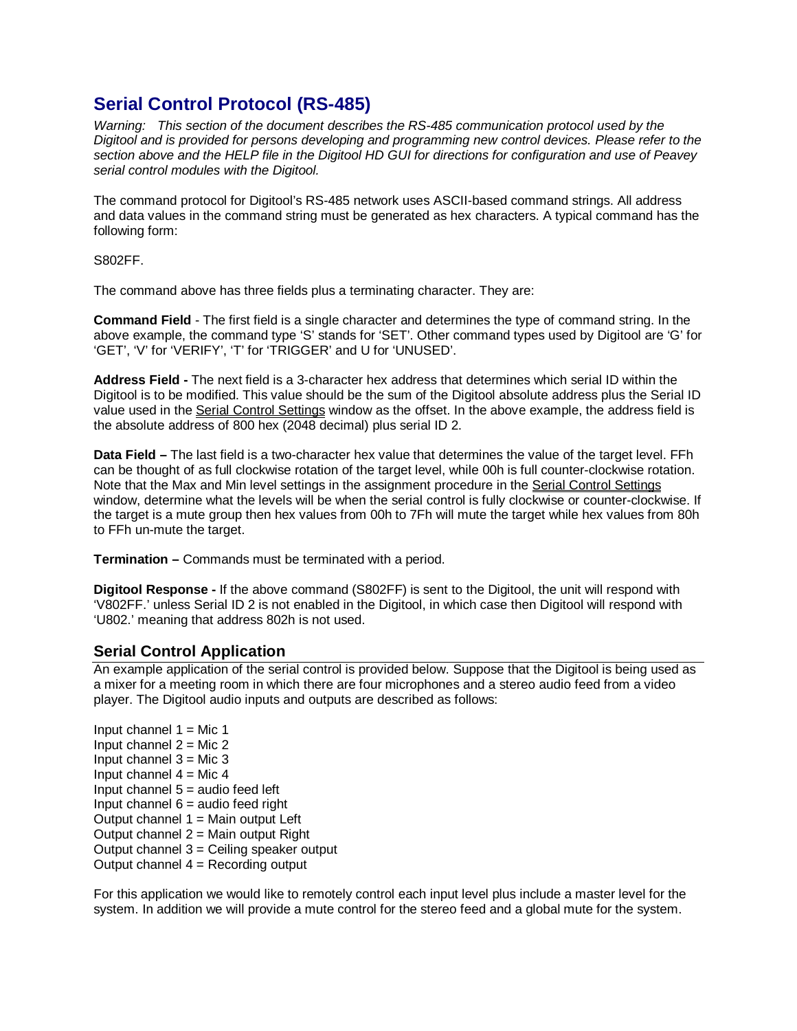## Serial Control Protocol (RS-485)

*Warning: This section of the document describes the RS-485 communication protocol used by the Digitool and is provided for persons developing and programming new control devices. Please refer to the section above and the HELP file in the Digitool HD GUI for directions for configuration and use of Peavey serial control modules with the Digitool.*

The command protocol for Digitool's RS-485 network uses ASCII-based command strings. All address and data values in the command string must be generated as hex characters. A typical command has the following form:

S802FF.

The command above has three fields plus a terminating character. They are:

**Command Field** - The first field is a single character and determines the type of command string. In the above example, the command type 'S' stands for 'SET'. Other command types used by Digitool are 'G' for 'GET', 'V' for 'VERIFY', 'T' for 'TRIGGER' and U for 'UNUSED'.

**Address Field -** The next field is a 3-character hex address that determines which serial ID within the Digitool is to be modified. This value should be the sum of the Digitool absolute address plus the Serial ID value used in the Serial Control Settings window as the offset. In the above example, the address field is the absolute address of 800 hex (2048 decimal) plus serial ID 2.

**Data Field –** The last field is a two-character hex value that determines the value of the target level. FFh can be thought of as full clockwise rotation of the target level, while 00h is full counter-clockwise rotation. Note that the Max and Min level settings in the assignment procedure in the Serial Control Settings window, determine what the levels will be when the serial control is fully clockwise or counter-clockwise. If the target is a mute group then hex values from 00h to 7Fh will mute the target while hex values from 80h to FFh un-mute the target.

**Termination –** Commands must be terminated with a period.

**Digitool Response -** If the above command (S802FF) is sent to the Digitool, the unit will respond with 'V802FF.' unless Serial ID 2 is not enabled in the Digitool, in which case then Digitool will respond with 'U802.' meaning that address 802h is not used.

### Serial Control Application

An example application of the serial control is provided below. Suppose that the Digitool is being used as a mixer for a meeting room in which there are four microphones and a stereo audio feed from a video player. The Digitool audio inputs and outputs are described as follows:

Input channel 1 = Mic 1  
Input channel 2 = Mic 2  
Input channel 3 = Mic 3  
Input channel 4 = Mic 4  
Input channel 5 = audio feed left  
Input channel 6 = audio feed right  
Output channel 1 = Main output Left  
Output channel 2 = Main output Right  
Output channel 3 = Ceiling speaker output  
Output channel 4 = Recording output

For this application we would like to remotely control each input level plus include a master level for the system. In addition we will provide a mute control for the stereo feed and a global mute for the system.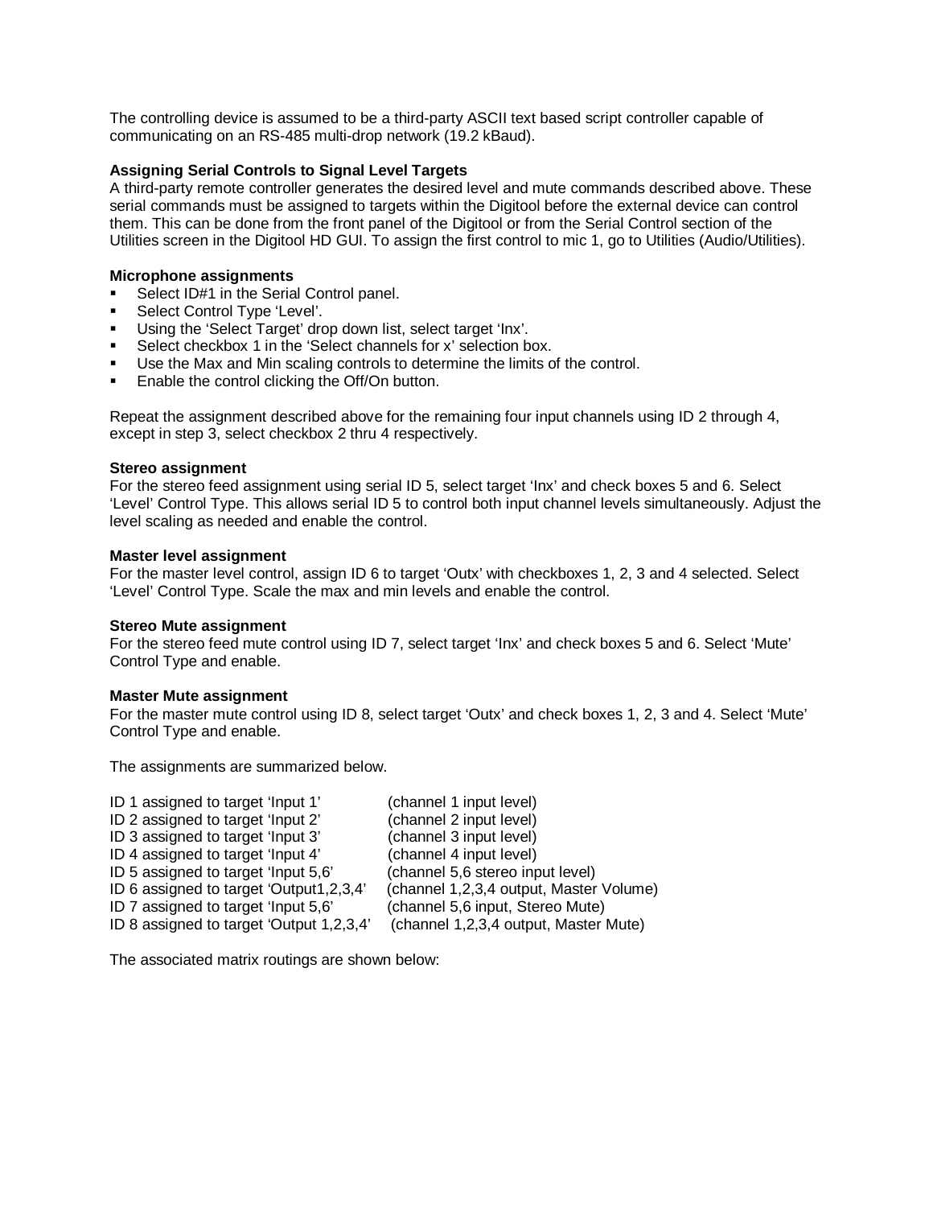The controlling device is assumed to be a third-party ASCII text based script controller capable of communicating on an RS-485 multi-drop network (19.2 kBaud).

**Assigning Serial Controls to Signal Level Targets**

A third-party remote controller generates the desired level and mute commands described above. These serial commands must be assigned to targets within the Digitool before the external device can control them. This can be done from the front panel of the Digitool or from the Serial Control section of the Utilities screen in the Digitool HD GUI. To assign the first control to mic 1, go to Utilities (Audio/Utilities).

**Microphone assignments**

- Select ID#1 in the Serial Control panel.
- Select Control Type 'Level'.
- Using the 'Select Target' drop down list, select target 'Inx'.
- Select checkbox 1 in the 'Select channels for x' selection box.
- Use the Max and Min scaling controls to determine the limits of the control.
- Enable the control clicking the Off/On button.

Repeat the assignment described above for the remaining four input channels using ID 2 through 4, except in step 3, select checkbox 2 thru 4 respectively.

**Stereo assignment**

For the stereo feed assignment using serial ID 5, select target 'Inx' and check boxes 5 and 6. Select 'Level' Control Type. This allows serial ID 5 to control both input channel levels simultaneously. Adjust the level scaling as needed and enable the control.

**Master level assignment**

For the master level control, assign ID 6 to target 'Outx' with checkboxes 1, 2, 3 and 4 selected. Select 'Level' Control Type. Scale the max and min levels and enable the control.

**Stereo Mute assignment**

For the stereo feed mute control using ID 7, select target 'Inx' and check boxes 5 and 6. Select 'Mute' Control Type and enable.

**Master Mute assignment**

For the master mute control using ID 8, select target 'Outx' and check boxes 1, 2, 3 and 4. Select 'Mute' Control Type and enable.

The assignments are summarized below.

| | |
|---|---|
| ID 1 assigned to target 'Input 1' | (channel 1 input level) |
| ID 2 assigned to target 'Input 2' | (channel 2 input level) |
| ID 3 assigned to target 'Input 3' | (channel 3 input level) |
| ID 4 assigned to target 'Input 4' | (channel 4 input level) |
| ID 5 assigned to target 'Input 5,6' | (channel 5,6 stereo input level) |
| ID 6 assigned to target 'Output1,2,3,4' | (channel 1,2,3,4 output, Master Volume) |
| ID 7 assigned to target 'Input 5,6' | (channel 5,6 input, Stereo Mute) |
| ID 8 assigned to target 'Output 1,2,3,4' | (channel 1,2,3,4 output, Master Mute) |

The associated matrix routings are shown below: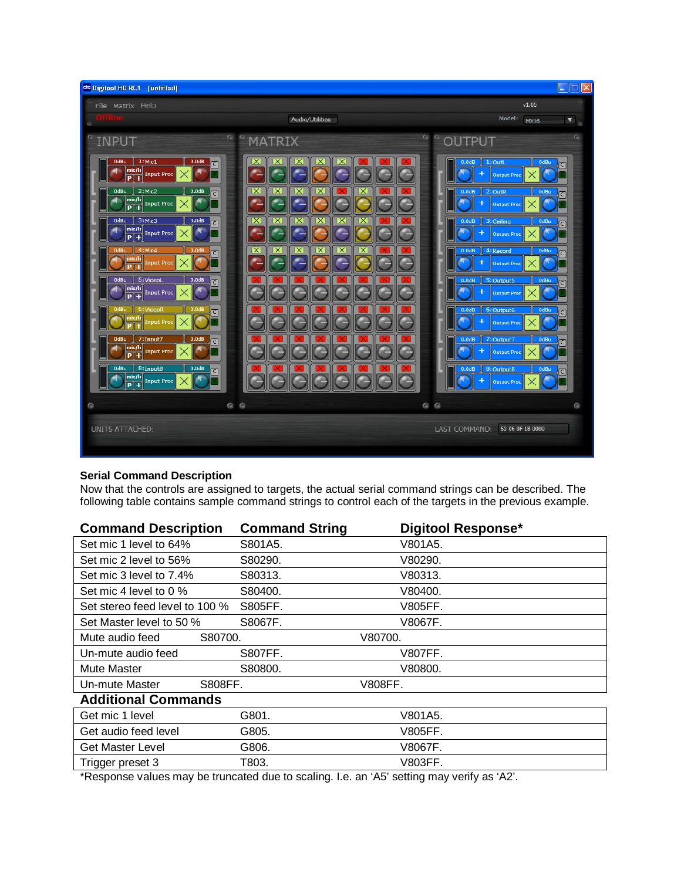**Serial Command Description**

Now that the controls are assigned to targets, the actual serial command strings can be described. The following table contains sample command strings to control each of the targets in the previous example.

| Command Description | Command String | Digitool Response* |
|---|---|---|
| Set mic 1 level to 64% | S801A5. | V801A5. |
| Set mic 2 level to 56% | S80290. | V80290. |
| Set mic 3 level to 7.4% | S80313. | V80313. |
| Set mic 4 level to 0 % | S80400. | V80400. |
| Set stereo feed level to 100 % | S805FF. | V805FF. |
| Set Master level to 50 % | S8067F. | V8067F. |
| Mute audio feed | S80700. | V80700. |
| Un-mute audio feed | S807FF. | V807FF. |
| Mute Master | S80800. | V80800. |
| Un-mute Master | S808FF. | V808FF. |
| **Additional Commands** | | |
| Get mic 1 level | G801. | V801A5. |
| Get audio feed level | G805. | V805FF. |
| Get Master Level | G806. | V8067F. |
| Trigger preset 3 | T803. | V803FF. |

*Response values may be truncated due to scaling. I.e. an 'A5' setting may verify as 'A2'.